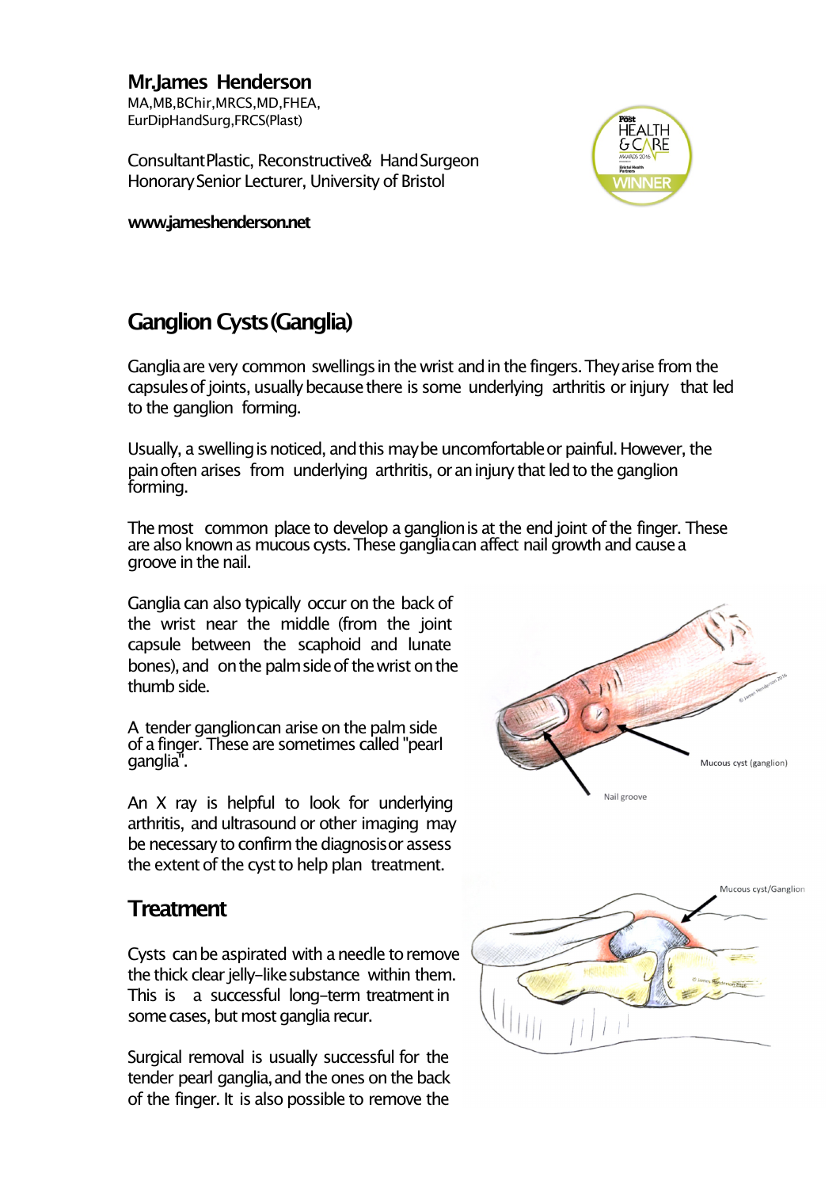**Mr.James Henderson**
MA,MB,BChir,MRCS,MD,FHEA,
EurDipHandSurg,FRCS(Plast)

Consultant Plastic, Reconstructive & Hand Surgeon
Honorary Senior Lecturer, University of Bristol

**www.jameshenderson.net**

# Ganglion Cysts (Ganglia)

Ganglia are very common swellings in the wrist and in the fingers. They arise from the capsules of joints, usually because there is some underlying arthritis or injury that led to the ganglion forming.

Usually, a swelling is noticed, and this may be uncomfortable or painful. However, the pain often arises from underlying arthritis, or an injury that led to the ganglion forming.

The most common place to develop a ganglion is at the end joint of the finger. These are also known as mucous cysts. These ganglia can affect nail growth and cause a groove in the nail.

Ganglia can also typically occur on the back of the wrist near the middle (from the joint capsule between the scaphoid and lunate bones), and on the palm side of the wrist on the thumb side.

A tender ganglion can arise on the palm side of a finger. These are sometimes called "pearl ganglia".

An X ray is helpful to look for underlying arthritis, and ultrasound or other imaging may be necessary to confirm the diagnosis or assess the extent of the cyst to help plan treatment.

## Treatment

Cysts can be aspirated with a needle to remove the thick clear jelly-like substance within them. This is a successful long-term treatment in some cases, but most ganglia recur.

Surgical removal is usually successful for the tender pearl ganglia, and the ones on the back of the finger. It is also possible to remove the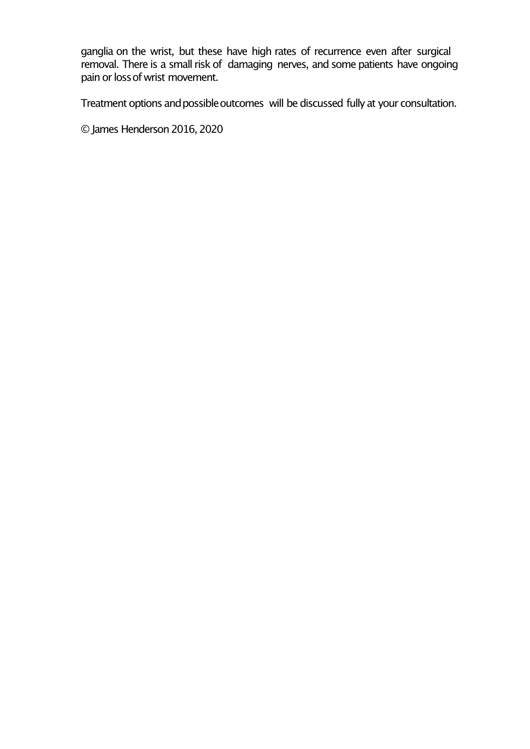ganglia on the wrist, but these have high rates of recurrence even after surgical removal. There is a small risk of damaging nerves, and some patients have ongoing pain or loss of wrist movement.

Treatment options and possible outcomes will be discussed fully at your consultation.

© James Henderson 2016, 2020